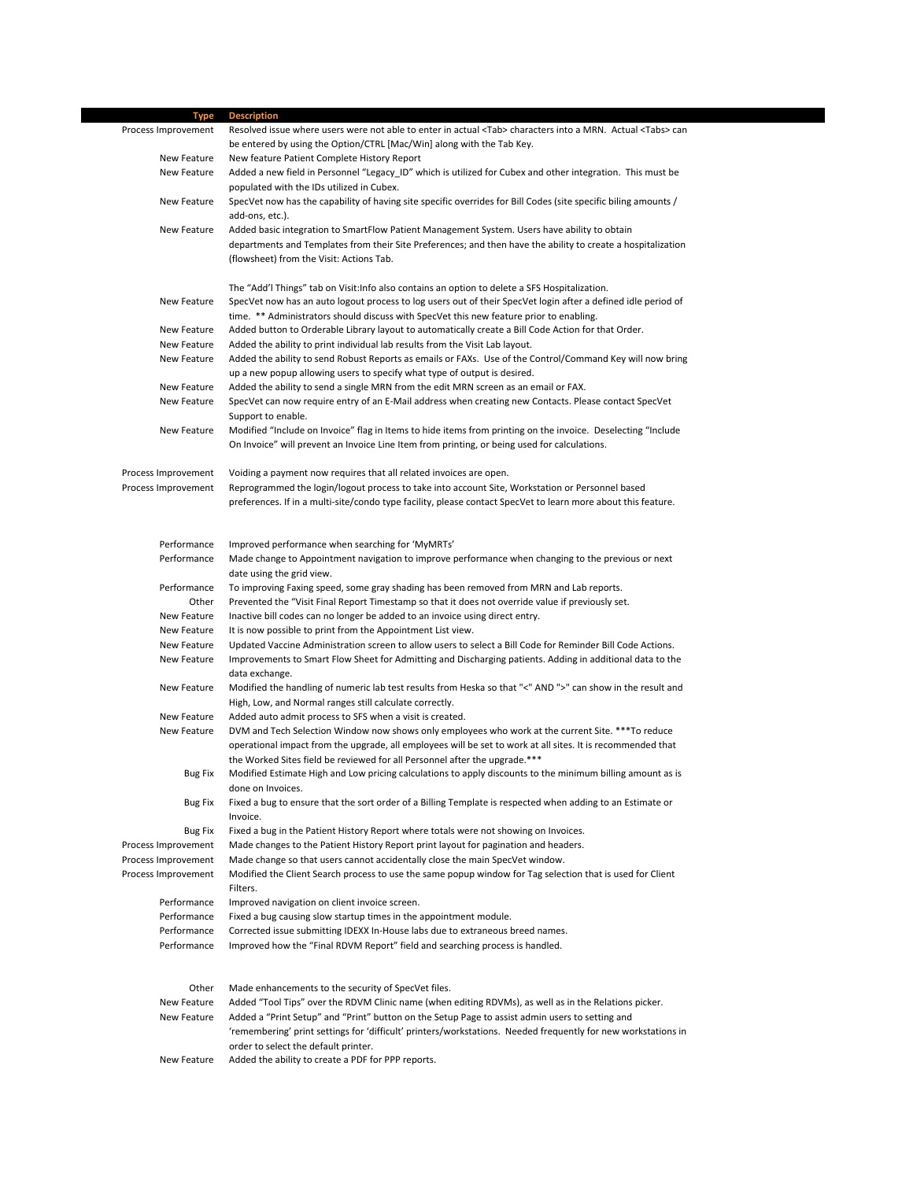| Type | Description |
| --- | --- |
| Process Improvement | Resolved issue where users were not able to enter in actual <Tab> characters into a MRN. Actual <Tabs> can be entered by using the Option/CTRL [Mac/Win] along with the Tab Key. |
| New Feature | New feature Patient Complete History Report |
| New Feature | Added a new field in Personnel "Legacy_ID" which is utilized for Cubex and other integration. This must be populated with the IDs utilized in Cubex. |
| New Feature | SpecVet now has the capability of having site specific overrides for Bill Codes (site specific biling amounts / add-ons, etc.). |
| New Feature | Added basic integration to SmartFlow Patient Management System. Users have ability to obtain departments and Templates from their Site Preferences; and then have the ability to create a hospitalization (flowsheet) from the Visit: Actions Tab.<br><br>The "Add'l Things" tab on Visit:Info also contains an option to delete a SFS Hospitalization. |
| New Feature | SpecVet now has an auto logout process to log users out of their SpecVet login after a defined idle period of time. ** Administrators should discuss with SpecVet this new feature prior to enabling. |
| New Feature | Added button to Orderable Library layout to automatically create a Bill Code Action for that Order. |
| New Feature | Added the ability to print individual lab results from the Visit Lab layout. |
| New Feature | Added the ability to send Robust Reports as emails or FAXs. Use of the Control/Command Key will now bring up a new popup allowing users to specify what type of output is desired. |
| New Feature | Added the ability to send a single MRN from the edit MRN screen as an email or FAX. |
| New Feature | SpecVet can now require entry of an E-Mail address when creating new Contacts. Please contact SpecVet Support to enable. |
| New Feature | Modified "Include on Invoice" flag in Items to hide items from printing on the invoice. Deselecting "Include On Invoice" will prevent an Invoice Line Item from printing, or being used for calculations. |
| Process Improvement | Voiding a payment now requires that all related invoices are open. |
| Process Improvement | Reprogrammed the login/logout process to take into account Site, Workstation or Personnel based preferences. If in a multi-site/condo type facility, please contact SpecVet to learn more about this feature. |
| Performance | Improved performance when searching for 'MyMRTs' |
| Performance | Made change to Appointment navigation to improve performance when changing to the previous or next date using the grid view. |
| Performance | To improving Faxing speed, some gray shading has been removed from MRN and Lab reports. |
| Other | Prevented the "Visit Final Report Timestamp so that it does not override value if previously set. |
| New Feature | Inactive bill codes can no longer be added to an invoice using direct entry. |
| New Feature | It is now possible to print from the Appointment List view. |
| New Feature | Updated Vaccine Administration screen to allow users to select a Bill Code for Reminder Bill Code Actions. |
| New Feature | Improvements to Smart Flow Sheet for Admitting and Discharging patients. Adding in additional data to the data exchange. |
| New Feature | Modified the handling of numeric lab test results from Heska so that "<" AND ">" can show in the result and High, Low, and Normal ranges still calculate correctly. |
| New Feature | Added auto admit process to SFS when a visit is created. |
| New Feature | DVM and Tech Selection Window now shows only employees who work at the current Site. ***To reduce operational impact from the upgrade, all employees will be set to work at all sites. It is recommended that the Worked Sites field be reviewed for all Personnel after the upgrade.*** |
| Bug Fix | Modified Estimate High and Low pricing calculations to apply discounts to the minimum billing amount as is done on Invoices. |
| Bug Fix | Fixed a bug to ensure that the sort order of a Billing Template is respected when adding to an Estimate or Invoice. |
| Bug Fix | Fixed a bug in the Patient History Report where totals were not showing on Invoices. |
| Process Improvement | Made changes to the Patient History Report print layout for pagination and headers. |
| Process Improvement | Made change so that users cannot accidentally close the main SpecVet window. |
| Process Improvement | Modified the Client Search process to use the same popup window for Tag selection that is used for Client Filters. |
| Performance | Improved navigation on client invoice screen. |
| Performance | Fixed a bug causing slow startup times in the appointment module. |
| Performance | Corrected issue submitting IDEXX In-House labs due to extraneous breed names. |
| Performance | Improved how the "Final RDVM Report" field and searching process is handled. |
| Other | Made enhancements to the security of SpecVet files. |
| New Feature | Added "Tool Tips" over the RDVM Clinic name (when editing RDVMs), as well as in the Relations picker. |
| New Feature | Added a "Print Setup" and "Print" button on the Setup Page to assist admin users to setting and 'remembering' print settings for 'difficult' printers/workstations. Needed frequently for new workstations in order to select the default printer. |
| New Feature | Added the ability to create a PDF for PPP reports. |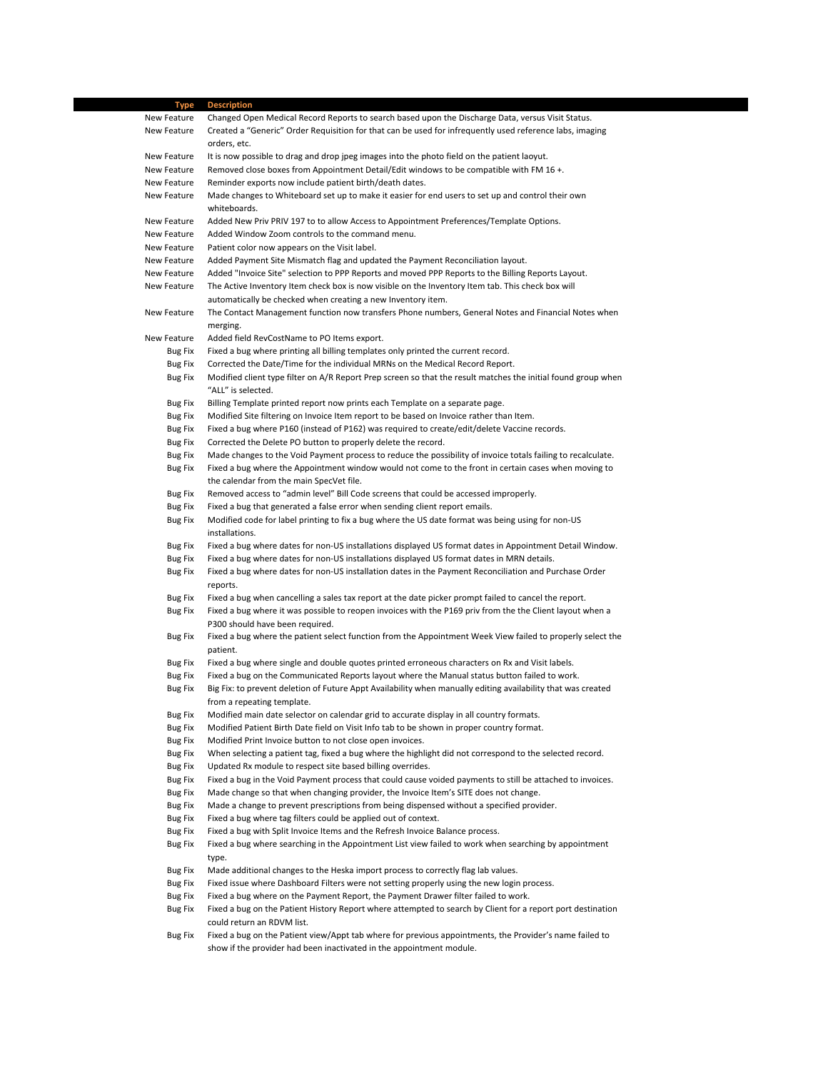| Type | Description |
| --- | --- |
| New Feature | Changed Open Medical Record Reports to search based upon the Discharge Data, versus Visit Status. |
| New Feature | Created a “Generic” Order Requisition for that can be used for infrequently used reference labs, imaging orders, etc. |
| New Feature | It is now possible to drag and drop jpeg images into the photo field on the patient laoyut. |
| New Feature | Removed close boxes from Appointment Detail/Edit windows to be compatible with FM 16 +. |
| New Feature | Reminder exports now include patient birth/death dates. |
| New Feature | Made changes to Whiteboard set up to make it easier for end users to set up and control their own whiteboards. |
| New Feature | Added New Priv PRIV 197 to to allow Access to Appointment Preferences/Template Options. |
| New Feature | Added Window Zoom controls to the command menu. |
| New Feature | Patient color now appears on the Visit label. |
| New Feature | Added Payment Site Mismatch flag and updated the Payment Reconciliation layout. |
| New Feature | Added "Invoice Site" selection to PPP Reports and moved PPP Reports to the Billing Reports Layout. |
| New Feature | The Active Inventory Item check box is now visible on the Inventory Item tab. This check box will automatically be checked when creating a new Inventory item. |
| New Feature | The Contact Management function now transfers Phone numbers, General Notes and Financial Notes when merging. |
| New Feature | Added field RevCostName to PO Items export. |
| Bug Fix | Fixed a bug where printing all billing templates only printed the current record. |
| Bug Fix | Corrected the Date/Time for the individual MRNs on the Medical Record Report. |
| Bug Fix | Modified client type filter on A/R Report Prep screen so that the result matches the initial found group when “ALL” is selected. |
| Bug Fix | Billing Template printed report now prints each Template on a separate page. |
| Bug Fix | Modified Site filtering on Invoice Item report to be based on Invoice rather than Item. |
| Bug Fix | Fixed a bug where P160 (instead of P162) was required to create/edit/delete Vaccine records. |
| Bug Fix | Corrected the Delete PO button to properly delete the record. |
| Bug Fix | Made changes to the Void Payment process to reduce the possibility of invoice totals failing to recalculate. |
| Bug Fix | Fixed a bug where the Appointment window would not come to the front in certain cases when moving to the calendar from the main SpecVet file. |
| Bug Fix | Removed access to “admin level” Bill Code screens that could be accessed improperly. |
| Bug Fix | Fixed a bug that generated a false error when sending client report emails. |
| Bug Fix | Modified code for label printing to fix a bug where the US date format was being using for non-US installations. |
| Bug Fix | Fixed a bug where dates for non-US installations displayed US format dates in Appointment Detail Window. |
| Bug Fix | Fixed a bug where dates for non-US installations displayed US format dates in MRN details. |
| Bug Fix | Fixed a bug where dates for non-US installation dates in the Payment Reconciliation and Purchase Order reports. |
| Bug Fix | Fixed a bug when cancelling a sales tax report at the date picker prompt failed to cancel the report. |
| Bug Fix | Fixed a bug where it was possible to reopen invoices with the P169 priv from the the Client layout when a P300 should have been required. |
| Bug Fix | Fixed a bug where the patient select function from the Appointment Week View failed to properly select the patient. |
| Bug Fix | Fixed a bug where single and double quotes printed erroneous characters on Rx and Visit labels. |
| Bug Fix | Fixed a bug on the Communicated Reports layout where the Manual status button failed to work. |
| Bug Fix | Big Fix: to prevent deletion of Future Appt Availability when manually editing availability that was created from a repeating template. |
| Bug Fix | Modified main date selector on calendar grid to accurate display in all country formats. |
| Bug Fix | Modified Patient Birth Date field on Visit Info tab to be shown in proper country format. |
| Bug Fix | Modified Print Invoice button to not close open invoices. |
| Bug Fix | When selecting a patient tag, fixed a bug where the highlight did not correspond to the selected record. |
| Bug Fix | Updated Rx module to respect site based billing overrides. |
| Bug Fix | Fixed a bug in the Void Payment process that could cause voided payments to still be attached to invoices. |
| Bug Fix | Made change so that when changing provider, the Invoice Item’s SITE does not change. |
| Bug Fix | Made a change to prevent prescriptions from being dispensed without a specified provider. |
| Bug Fix | Fixed a bug where tag filters could be applied out of context. |
| Bug Fix | Fixed a bug with Split Invoice Items and the Refresh Invoice Balance process. |
| Bug Fix | Fixed a bug where searching in the Appointment List view failed to work when searching by appointment type. |
| Bug Fix | Made additional changes to the Heska import process to correctly flag lab values. |
| Bug Fix | Fixed issue where Dashboard Filters were not setting properly using the new login process. |
| Bug Fix | Fixed a bug where on the Payment Report, the Payment Drawer filter failed to work. |
| Bug Fix | Fixed a bug on the Patient History Report where attempted to search by Client for a report port destination could return an RDVM list. |
| Bug Fix | Fixed a bug on the Patient view/Appt tab where for previous appointments, the Provider’s name failed to show if the provider had been inactivated in the appointment module. |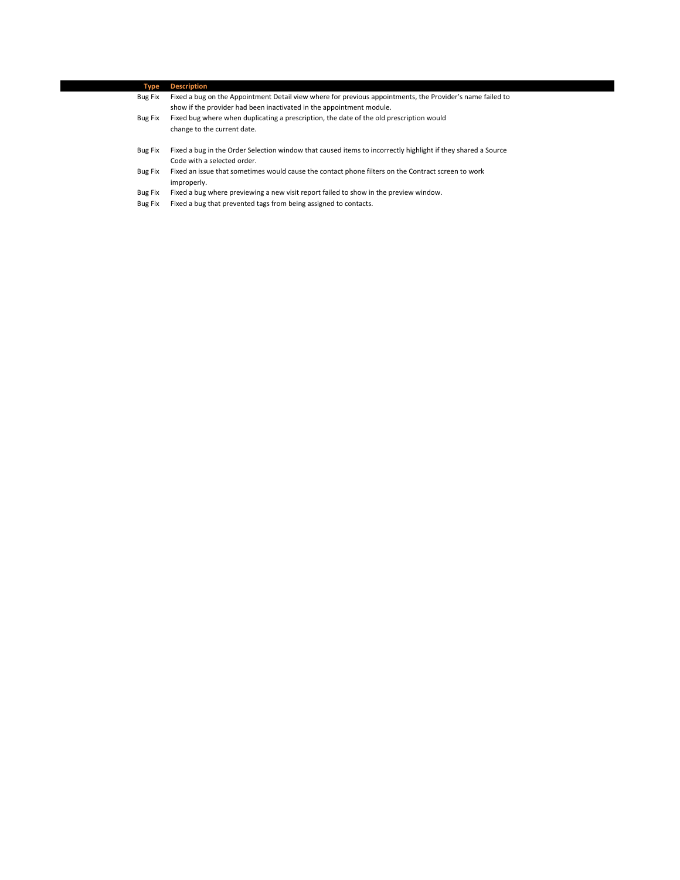| Type | Description |
| --- | --- |
| Bug Fix | Fixed a bug on the Appointment Detail view where for previous appointments, the Provider's name failed to show if the provider had been inactivated in the appointment module. |
| Bug Fix | Fixed bug where when duplicating a prescription, the date of the old prescription would change to the current date. |
| Bug Fix | Fixed a bug in the Order Selection window that caused items to incorrectly highlight if they shared a Source Code with a selected order. |
| Bug Fix | Fixed an issue that sometimes would cause the contact phone filters on the Contract screen to work improperly. |
| Bug Fix | Fixed a bug where previewing a new visit report failed to show in the preview window. |
| Bug Fix | Fixed a bug that prevented tags from being assigned to contacts. |